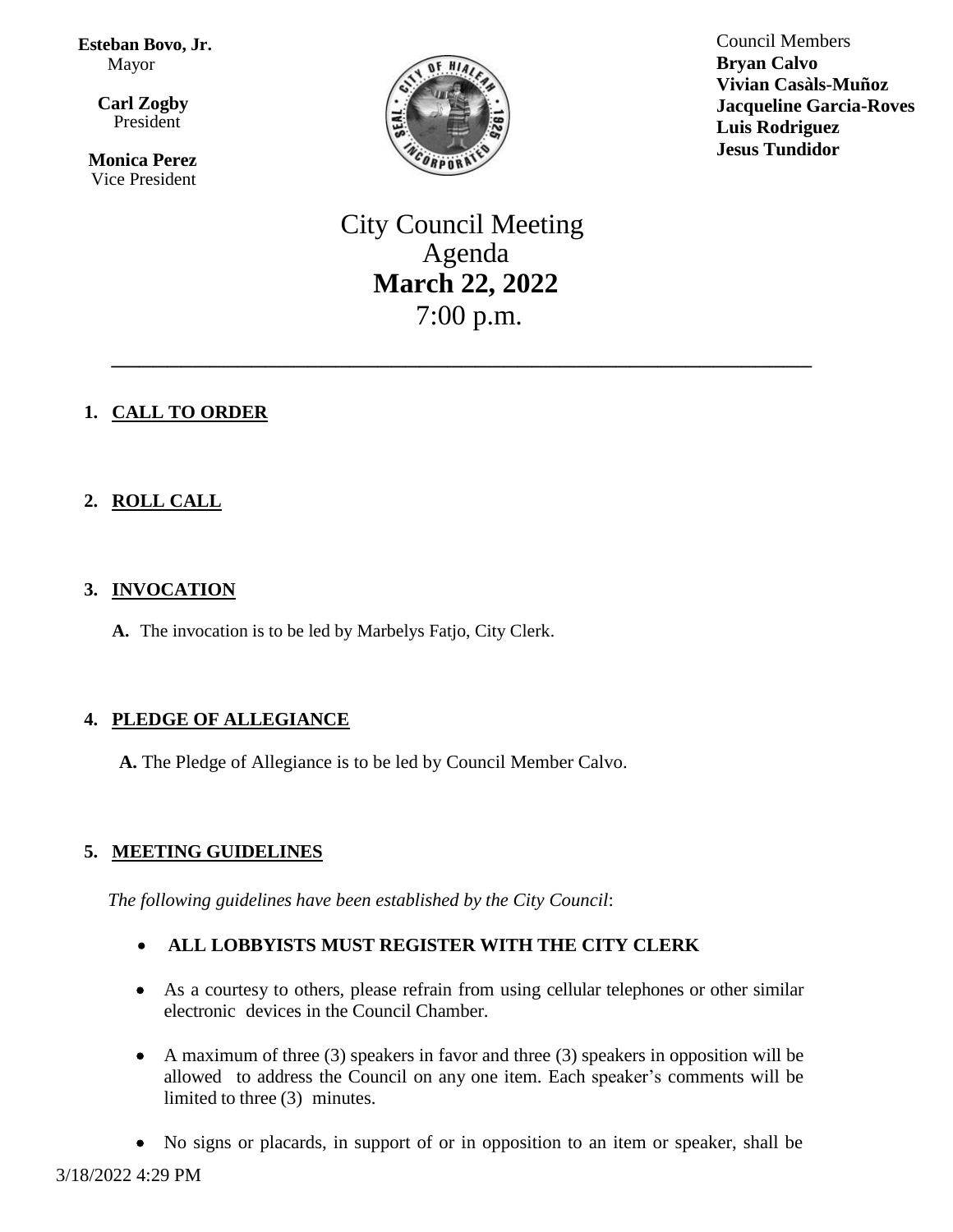**Esteban Bovo, Jr.**
Mayor

**Carl Zogby**
President

**Monica Perez**
Vice President

Council Members
**Bryan Calvo**
**Vivian Casàls-Muñoz**
**Jacqueline Garcia-Roves**
**Luis Rodriguez**
**Jesus Tundidor**

# City Council Meeting
# Agenda
# **March 22, 2022**
# 7:00 p.m.

---

## 1. CALL TO ORDER

## 2. ROLL CALL

## 3. INVOCATION

**A.** The invocation is to be led by Marbelys Fatjo, City Clerk.

## 4. PLEDGE OF ALLEGIANCE

**A.** The Pledge of Allegiance is to be led by Council Member Calvo.

## 5. MEETING GUIDELINES

*The following guidelines have been established by the City Council*:

- **ALL LOBBYISTS MUST REGISTER WITH THE CITY CLERK**
- As a courtesy to others, please refrain from using cellular telephones or other similar electronic devices in the Council Chamber.
- A maximum of three (3) speakers in favor and three (3) speakers in opposition will be allowed to address the Council on any one item. Each speaker's comments will be limited to three (3) minutes.
- No signs or placards, in support of or in opposition to an item or speaker, shall be

3/18/2022 4:29 PM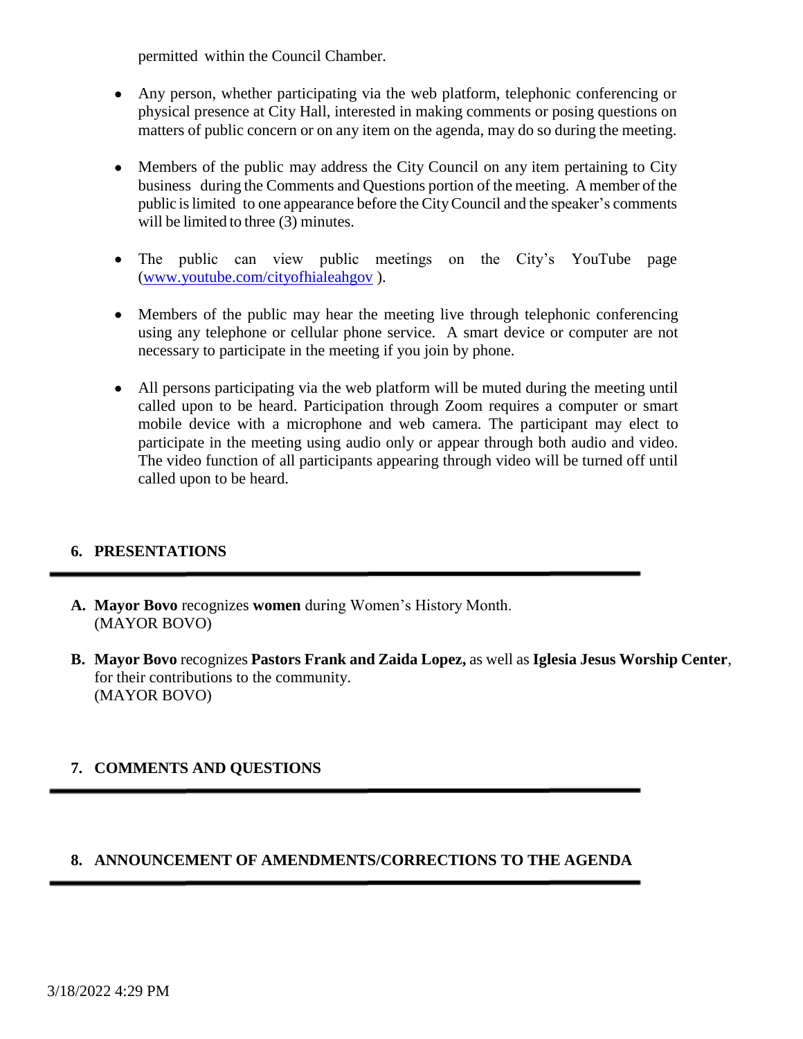permitted within the Council Chamber.

- Any person, whether participating via the web platform, telephonic conferencing or physical presence at City Hall, interested in making comments or posing questions on matters of public concern or on any item on the agenda, may do so during the meeting.

- Members of the public may address the City Council on any item pertaining to City business during the Comments and Questions portion of the meeting. A member of the public is limited to one appearance before the City Council and the speaker's comments will be limited to three (3) minutes.

- The public can view public meetings on the City's YouTube page (www.youtube.com/cityofhialeahgov ).

- Members of the public may hear the meeting live through telephonic conferencing using any telephone or cellular phone service. A smart device or computer are not necessary to participate in the meeting if you join by phone.

- All persons participating via the web platform will be muted during the meeting until called upon to be heard. Participation through Zoom requires a computer or smart mobile device with a microphone and web camera. The participant may elect to participate in the meeting using audio only or appear through both audio and video. The video function of all participants appearing through video will be turned off until called upon to be heard.

## 6. PRESENTATIONS

**A. Mayor Bovo** recognizes **women** during Women's History Month.
(MAYOR BOVO)

**B. Mayor Bovo** recognizes **Pastors Frank and Zaida Lopez,** as well as **Iglesia Jesus Worship Center**, for their contributions to the community.
(MAYOR BOVO)

## 7. COMMENTS AND QUESTIONS

## 8. ANNOUNCEMENT OF AMENDMENTS/CORRECTIONS TO THE AGENDA

3/18/2022 4:29 PM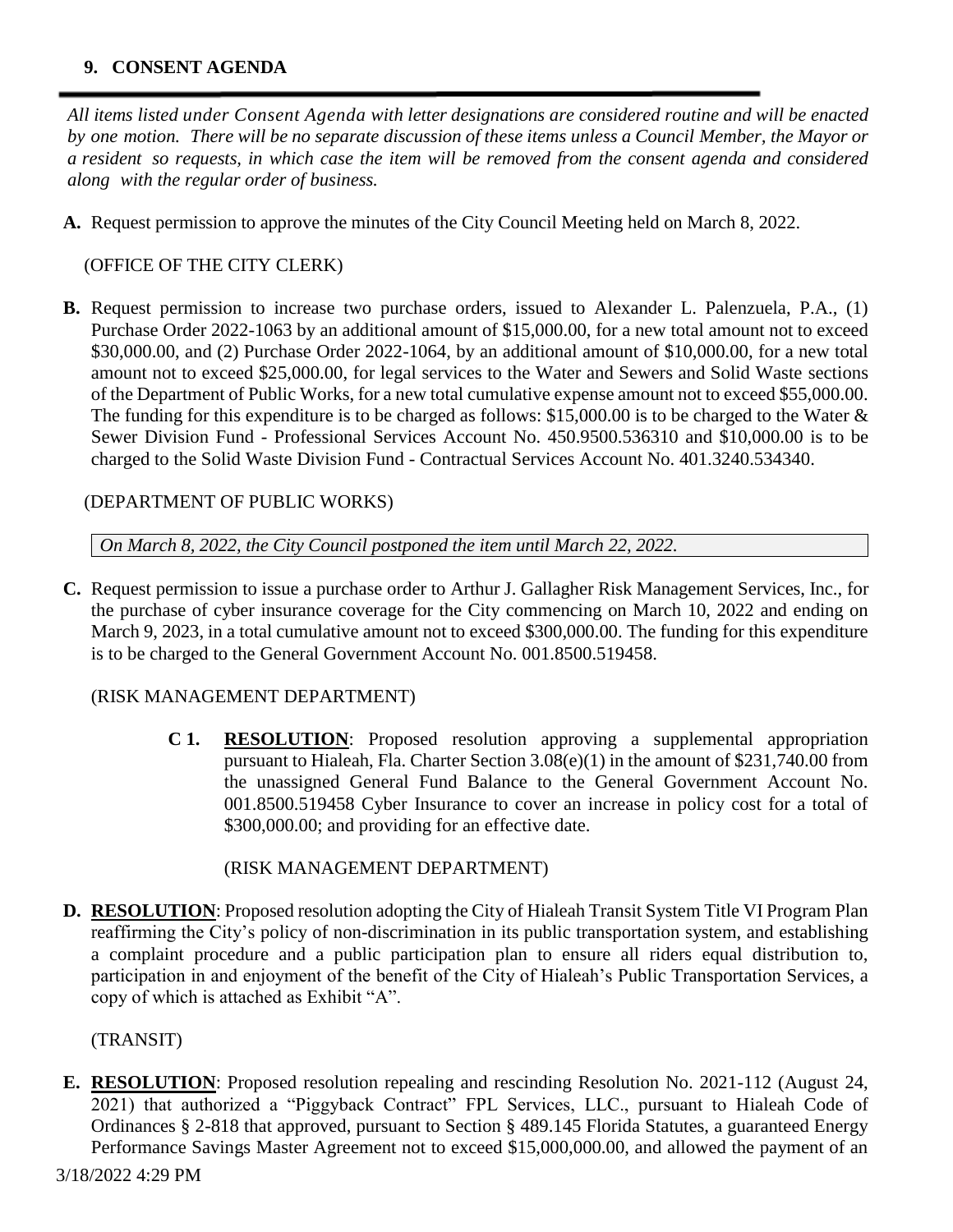## 9. CONSENT AGENDA

*All items listed under Consent Agenda with letter designations are considered routine and will be enacted by one motion. There will be no separate discussion of these items unless a Council Member, the Mayor or a resident so requests, in which case the item will be removed from the consent agenda and considered along with the regular order of business.*

**A.** Request permission to approve the minutes of the City Council Meeting held on March 8, 2022.

(OFFICE OF THE CITY CLERK)

**B.** Request permission to increase two purchase orders, issued to Alexander L. Palenzuela, P.A., (1) Purchase Order 2022-1063 by an additional amount of $15,000.00, for a new total amount not to exceed $30,000.00, and (2) Purchase Order 2022-1064, by an additional amount of $10,000.00, for a new total amount not to exceed $25,000.00, for legal services to the Water and Sewers and Solid Waste sections of the Department of Public Works, for a new total cumulative expense amount not to exceed $55,000.00. The funding for this expenditure is to be charged as follows: $15,000.00 is to be charged to the Water & Sewer Division Fund - Professional Services Account No. 450.9500.536310 and $10,000.00 is to be charged to the Solid Waste Division Fund - Contractual Services Account No. 401.3240.534340.

(DEPARTMENT OF PUBLIC WORKS)

*On March 8, 2022, the City Council postponed the item until March 22, 2022.*

**C.** Request permission to issue a purchase order to Arthur J. Gallagher Risk Management Services, Inc., for the purchase of cyber insurance coverage for the City commencing on March 10, 2022 and ending on March 9, 2023, in a total cumulative amount not to exceed $300,000.00. The funding for this expenditure is to be charged to the General Government Account No. 001.8500.519458.

(RISK MANAGEMENT DEPARTMENT)

**C 1. RESOLUTION**: Proposed resolution approving a supplemental appropriation pursuant to Hialeah, Fla. Charter Section 3.08(e)(1) in the amount of $231,740.00 from the unassigned General Fund Balance to the General Government Account No. 001.8500.519458 Cyber Insurance to cover an increase in policy cost for a total of $300,000.00; and providing for an effective date.

(RISK MANAGEMENT DEPARTMENT)

**D. RESOLUTION**: Proposed resolution adopting the City of Hialeah Transit System Title VI Program Plan reaffirming the City's policy of non-discrimination in its public transportation system, and establishing a complaint procedure and a public participation plan to ensure all riders equal distribution to, participation in and enjoyment of the benefit of the City of Hialeah's Public Transportation Services, a copy of which is attached as Exhibit "A".

(TRANSIT)

**E. RESOLUTION**: Proposed resolution repealing and rescinding Resolution No. 2021-112 (August 24, 2021) that authorized a "Piggyback Contract" FPL Services, LLC., pursuant to Hialeah Code of Ordinances § 2-818 that approved, pursuant to Section § 489.145 Florida Statutes, a guaranteed Energy Performance Savings Master Agreement not to exceed $15,000,000.00, and allowed the payment of an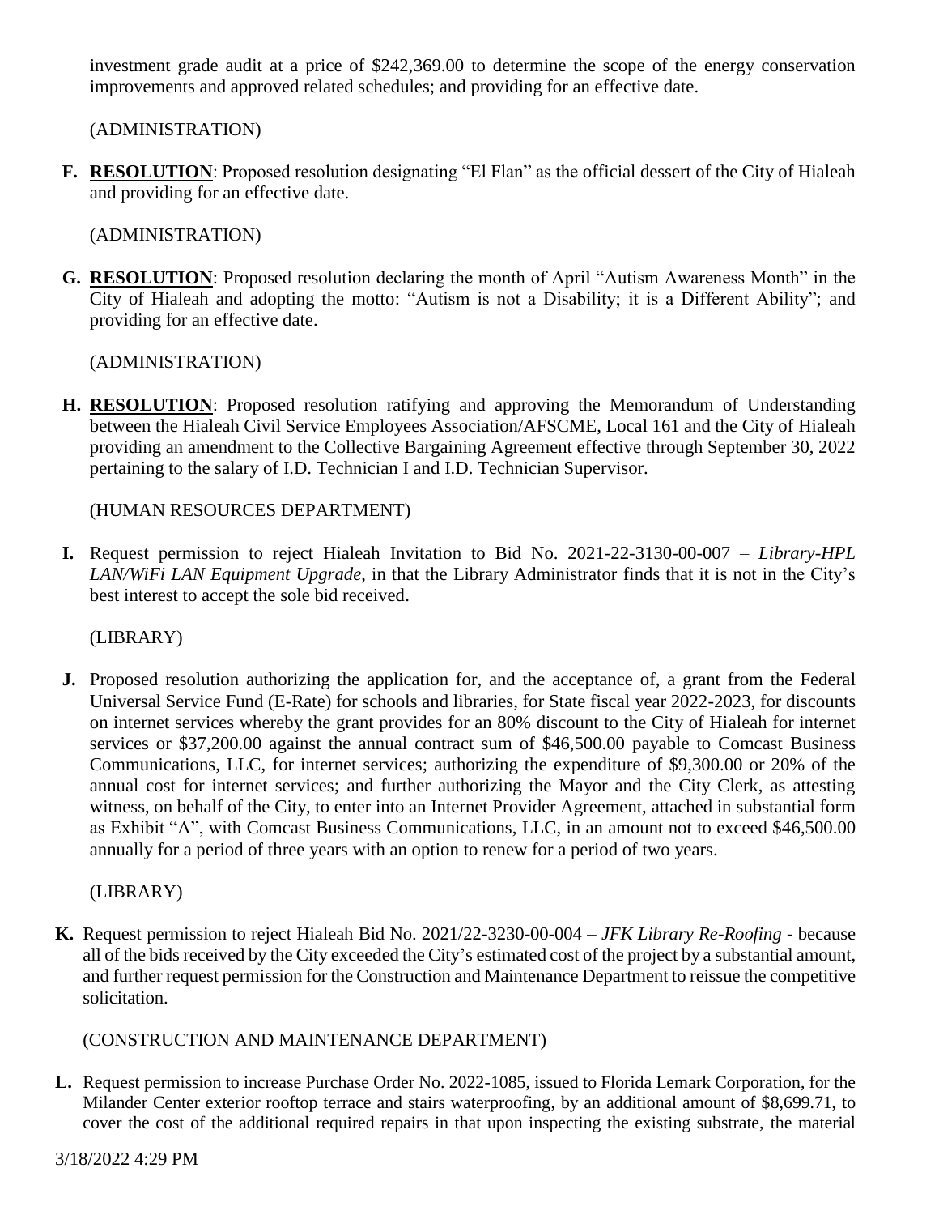investment grade audit at a price of $242,369.00 to determine the scope of the energy conservation improvements and approved related schedules; and providing for an effective date.

(ADMINISTRATION)

**F.** **RESOLUTION**: Proposed resolution designating "El Flan" as the official dessert of the City of Hialeah and providing for an effective date.

(ADMINISTRATION)

**G.** **RESOLUTION**: Proposed resolution declaring the month of April "Autism Awareness Month" in the City of Hialeah and adopting the motto: "Autism is not a Disability; it is a Different Ability"; and providing for an effective date.

(ADMINISTRATION)

**H.** **RESOLUTION**: Proposed resolution ratifying and approving the Memorandum of Understanding between the Hialeah Civil Service Employees Association/AFSCME, Local 161 and the City of Hialeah providing an amendment to the Collective Bargaining Agreement effective through September 30, 2022 pertaining to the salary of I.D. Technician I and I.D. Technician Supervisor.

(HUMAN RESOURCES DEPARTMENT)

**I.** Request permission to reject Hialeah Invitation to Bid No. 2021-22-3130-00-007 – *Library-HPL LAN/WiFi LAN Equipment Upgrade*, in that the Library Administrator finds that it is not in the City's best interest to accept the sole bid received.

(LIBRARY)

**J.** Proposed resolution authorizing the application for, and the acceptance of, a grant from the Federal Universal Service Fund (E-Rate) for schools and libraries, for State fiscal year 2022-2023, for discounts on internet services whereby the grant provides for an 80% discount to the City of Hialeah for internet services or $37,200.00 against the annual contract sum of $46,500.00 payable to Comcast Business Communications, LLC, for internet services; authorizing the expenditure of $9,300.00 or 20% of the annual cost for internet services; and further authorizing the Mayor and the City Clerk, as attesting witness, on behalf of the City, to enter into an Internet Provider Agreement, attached in substantial form as Exhibit "A", with Comcast Business Communications, LLC, in an amount not to exceed $46,500.00 annually for a period of three years with an option to renew for a period of two years.

(LIBRARY)

**K.** Request permission to reject Hialeah Bid No. 2021/22-3230-00-004 – *JFK Library Re-Roofing* - because all of the bids received by the City exceeded the City's estimated cost of the project by a substantial amount, and further request permission for the Construction and Maintenance Department to reissue the competitive solicitation.

(CONSTRUCTION AND MAINTENANCE DEPARTMENT)

**L.** Request permission to increase Purchase Order No. 2022-1085, issued to Florida Lemark Corporation, for the Milander Center exterior rooftop terrace and stairs waterproofing, by an additional amount of $8,699.71, to cover the cost of the additional required repairs in that upon inspecting the existing substrate, the material

3/18/2022 4:29 PM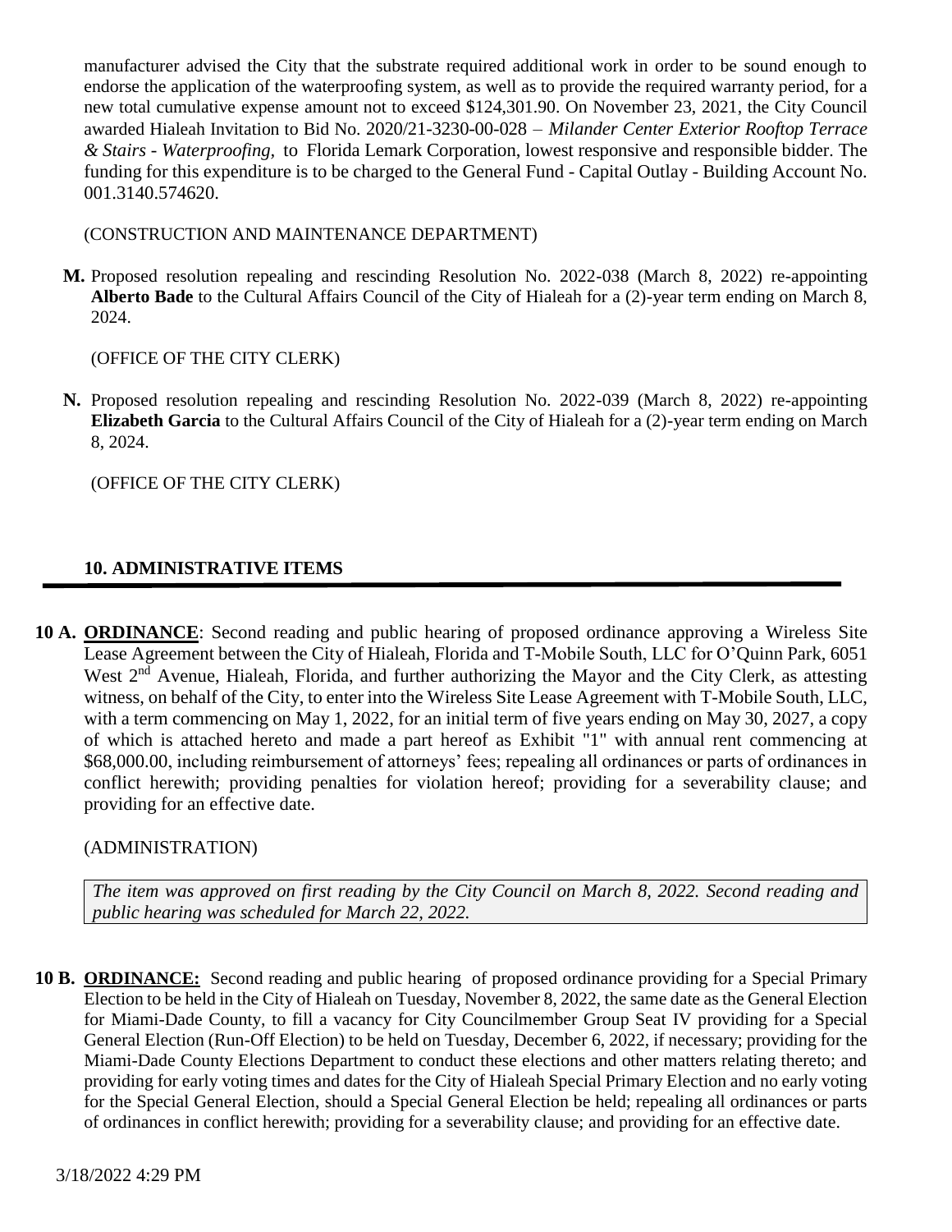manufacturer advised the City that the substrate required additional work in order to be sound enough to endorse the application of the waterproofing system, as well as to provide the required warranty period, for a new total cumulative expense amount not to exceed $124,301.90. On November 23, 2021, the City Council awarded Hialeah Invitation to Bid No. 2020/21-3230-00-028 – *Milander Center Exterior Rooftop Terrace & Stairs - Waterproofing,* to Florida Lemark Corporation, lowest responsive and responsible bidder. The funding for this expenditure is to be charged to the General Fund - Capital Outlay - Building Account No. 001.3140.574620.

(CONSTRUCTION AND MAINTENANCE DEPARTMENT)

**M.** Proposed resolution repealing and rescinding Resolution No. 2022-038 (March 8, 2022) re-appointing **Alberto Bade** to the Cultural Affairs Council of the City of Hialeah for a (2)-year term ending on March 8, 2024.

(OFFICE OF THE CITY CLERK)

**N.** Proposed resolution repealing and rescinding Resolution No. 2022-039 (March 8, 2022) re-appointing **Elizabeth Garcia** to the Cultural Affairs Council of the City of Hialeah for a (2)-year term ending on March 8, 2024.

(OFFICE OF THE CITY CLERK)

## 10. ADMINISTRATIVE ITEMS

**10 A.** **ORDINANCE**: Second reading and public hearing of proposed ordinance approving a Wireless Site Lease Agreement between the City of Hialeah, Florida and T-Mobile South, LLC for O'Quinn Park, 6051 West 2nd Avenue, Hialeah, Florida, and further authorizing the Mayor and the City Clerk, as attesting witness, on behalf of the City, to enter into the Wireless Site Lease Agreement with T-Mobile South, LLC, with a term commencing on May 1, 2022, for an initial term of five years ending on May 30, 2027, a copy of which is attached hereto and made a part hereof as Exhibit "1" with annual rent commencing at $68,000.00, including reimbursement of attorneys' fees; repealing all ordinances or parts of ordinances in conflict herewith; providing penalties for violation hereof; providing for a severability clause; and providing for an effective date.

(ADMINISTRATION)

*The item was approved on first reading by the City Council on March 8, 2022. Second reading and public hearing was scheduled for March 22, 2022.*

**10 B.** **ORDINANCE:** Second reading and public hearing of proposed ordinance providing for a Special Primary Election to be held in the City of Hialeah on Tuesday, November 8, 2022, the same date as the General Election for Miami-Dade County, to fill a vacancy for City Councilmember Group Seat IV providing for a Special General Election (Run-Off Election) to be held on Tuesday, December 6, 2022, if necessary; providing for the Miami-Dade County Elections Department to conduct these elections and other matters relating thereto; and providing for early voting times and dates for the City of Hialeah Special Primary Election and no early voting for the Special General Election, should a Special General Election be held; repealing all ordinances or parts of ordinances in conflict herewith; providing for a severability clause; and providing for an effective date.

3/18/2022 4:29 PM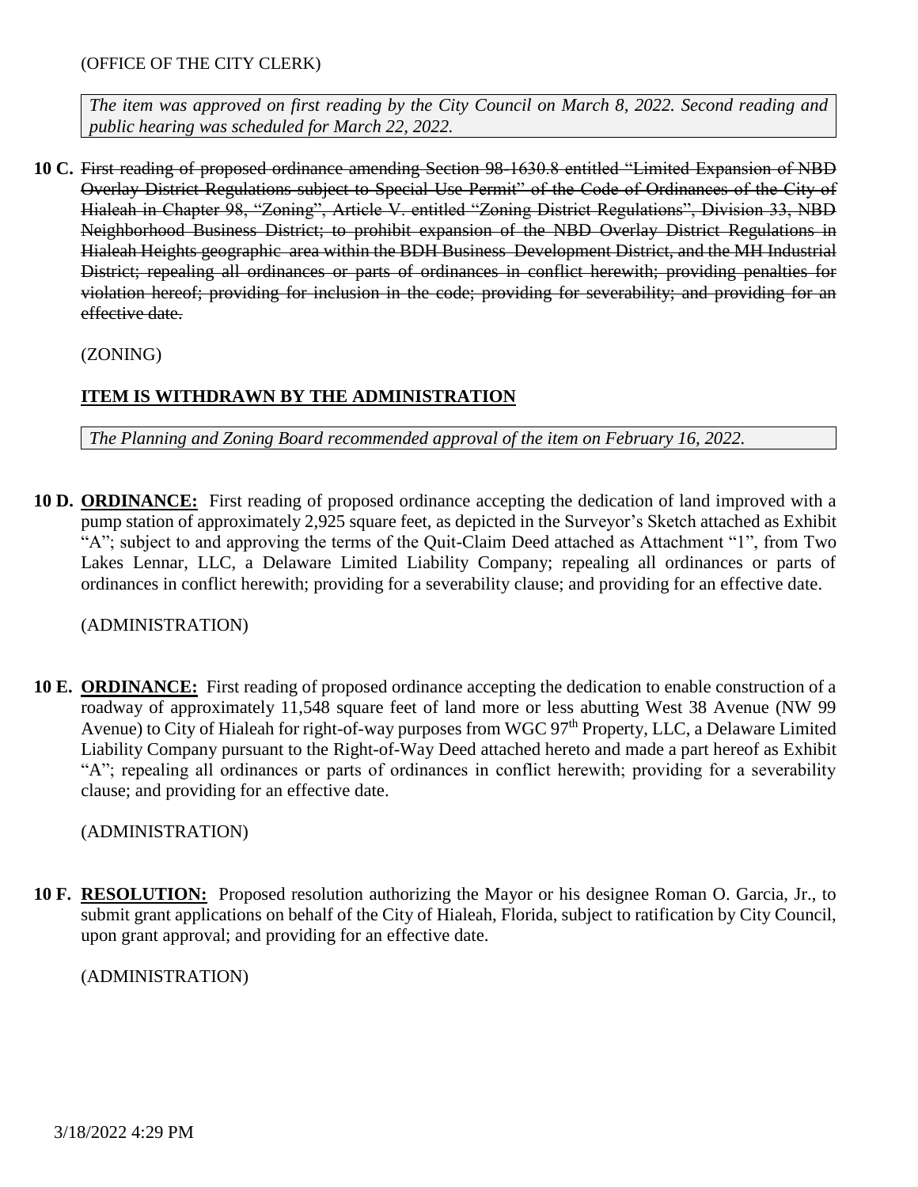(OFFICE OF THE CITY CLERK)

*The item was approved on first reading by the City Council on March 8, 2022. Second reading and public hearing was scheduled for March 22, 2022.*

**10 C.** ~~First reading of proposed ordinance amending Section 98-1630.8 entitled "Limited Expansion of NBD Overlay District Regulations subject to Special Use Permit" of the Code of Ordinances of the City of Hialeah in Chapter 98, "Zoning", Article V. entitled "Zoning District Regulations", Division 33, NBD Neighborhood Business District; to prohibit expansion of the NBD Overlay District Regulations in Hialeah Heights geographic area within the BDH Business Development District, and the MH Industrial District; repealing all ordinances or parts of ordinances in conflict herewith; providing penalties for violation hereof; providing for inclusion in the code; providing for severability; and providing for an effective date.~~

(ZONING)

**ITEM IS WITHDRAWN BY THE ADMINISTRATION**

*The Planning and Zoning Board recommended approval of the item on February 16, 2022.*

**10 D. ORDINANCE:** First reading of proposed ordinance accepting the dedication of land improved with a pump station of approximately 2,925 square feet, as depicted in the Surveyor's Sketch attached as Exhibit "A"; subject to and approving the terms of the Quit-Claim Deed attached as Attachment "1", from Two Lakes Lennar, LLC, a Delaware Limited Liability Company; repealing all ordinances or parts of ordinances in conflict herewith; providing for a severability clause; and providing for an effective date.

(ADMINISTRATION)

**10 E. ORDINANCE:** First reading of proposed ordinance accepting the dedication to enable construction of a roadway of approximately 11,548 square feet of land more or less abutting West 38 Avenue (NW 99 Avenue) to City of Hialeah for right-of-way purposes from WGC 97th Property, LLC, a Delaware Limited Liability Company pursuant to the Right-of-Way Deed attached hereto and made a part hereof as Exhibit "A"; repealing all ordinances or parts of ordinances in conflict herewith; providing for a severability clause; and providing for an effective date.

(ADMINISTRATION)

**10 F. RESOLUTION:** Proposed resolution authorizing the Mayor or his designee Roman O. Garcia, Jr., to submit grant applications on behalf of the City of Hialeah, Florida, subject to ratification by City Council, upon grant approval; and providing for an effective date.

(ADMINISTRATION)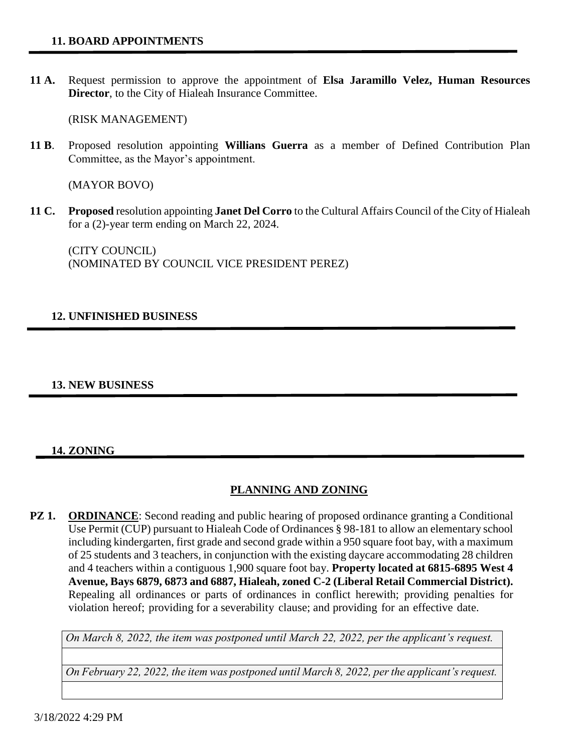## 11. BOARD APPOINTMENTS

**11 A.** Request permission to approve the appointment of **Elsa Jaramillo Velez, Human Resources Director**, to the City of Hialeah Insurance Committee.

(RISK MANAGEMENT)

**11 B**. Proposed resolution appointing **Willians Guerra** as a member of Defined Contribution Plan Committee, as the Mayor's appointment.

(MAYOR BOVO)

**11 C.** **Proposed** resolution appointing **Janet Del Corro** to the Cultural Affairs Council of the City of Hialeah for a (2)-year term ending on March 22, 2024.

(CITY COUNCIL)
(NOMINATED BY COUNCIL VICE PRESIDENT PEREZ)

## 12. UNFINISHED BUSINESS

## 13. NEW BUSINESS

## 14. ZONING

### PLANNING AND ZONING

**PZ 1.** **ORDINANCE**: Second reading and public hearing of proposed ordinance granting a Conditional Use Permit (CUP) pursuant to Hialeah Code of Ordinances § 98-181 to allow an elementary school including kindergarten, first grade and second grade within a 950 square foot bay, with a maximum of 25 students and 3 teachers, in conjunction with the existing daycare accommodating 28 children and 4 teachers within a contiguous 1,900 square foot bay. **Property located at 6815-6895 West 4 Avenue, Bays 6879, 6873 and 6887, Hialeah, zoned C-2 (Liberal Retail Commercial District).** Repealing all ordinances or parts of ordinances in conflict herewith; providing penalties for violation hereof; providing for a severability clause; and providing for an effective date.

| *On March 8, 2022, the item was postponed until March 22, 2022, per the applicant's request.* |
| --- |
| |
| *On February 22, 2022, the item was postponed until March 8, 2022, per the applicant's request.* |
| |

3/18/2022 4:29 PM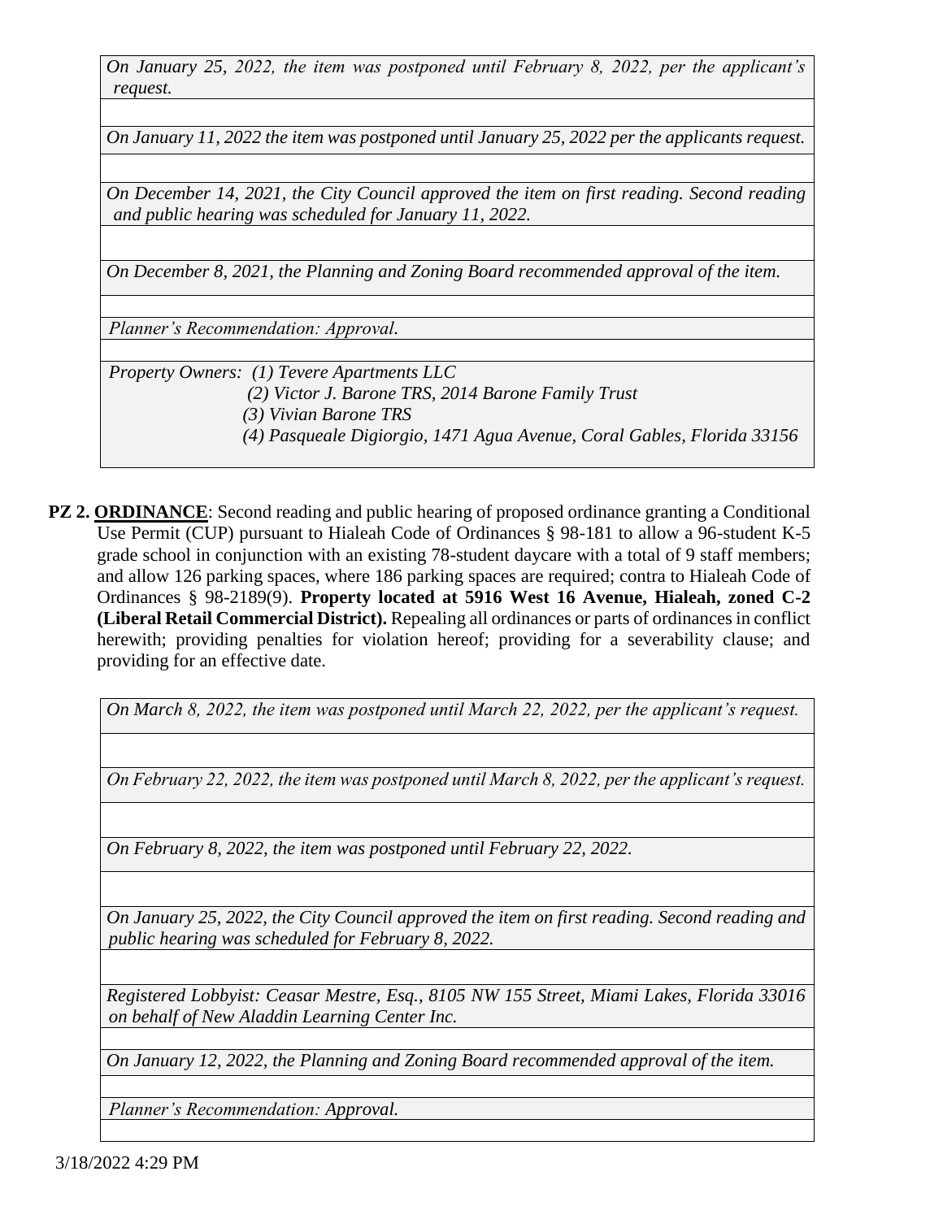*On January 25, 2022, the item was postponed until February 8, 2022, per the applicant's request.*

*On January 11, 2022 the item was postponed until January 25, 2022 per the applicants request.*

*On December 14, 2021, the City Council approved the item on first reading. Second reading and public hearing was scheduled for January 11, 2022.*

*On December 8, 2021, the Planning and Zoning Board recommended approval of the item.*

*Planner's Recommendation: Approval.*

*Property Owners: (1) Tevere Apartments LLC*
*(2) Victor J. Barone TRS, 2014 Barone Family Trust*
*(3) Vivian Barone TRS*
*(4) Pasqueale Digiorgio, 1471 Agua Avenue, Coral Gables, Florida 33156*

**PZ 2. ORDINANCE**: Second reading and public hearing of proposed ordinance granting a Conditional Use Permit (CUP) pursuant to Hialeah Code of Ordinances § 98-181 to allow a 96-student K-5 grade school in conjunction with an existing 78-student daycare with a total of 9 staff members; and allow 126 parking spaces, where 186 parking spaces are required; contra to Hialeah Code of Ordinances § 98-2189(9). **Property located at 5916 West 16 Avenue, Hialeah, zoned C-2 (Liberal Retail Commercial District).** Repealing all ordinances or parts of ordinances in conflict herewith; providing penalties for violation hereof; providing for a severability clause; and providing for an effective date.

*On March 8, 2022, the item was postponed until March 22, 2022, per the applicant's request.*

*On February 22, 2022, the item was postponed until March 8, 2022, per the applicant's request.*

*On February 8, 2022, the item was postponed until February 22, 2022.*

*On January 25, 2022, the City Council approved the item on first reading. Second reading and public hearing was scheduled for February 8, 2022.*

*Registered Lobbyist: Ceasar Mestre, Esq., 8105 NW 155 Street, Miami Lakes, Florida 33016 on behalf of New Aladdin Learning Center Inc.*

*On January 12, 2022, the Planning and Zoning Board recommended approval of the item.*

*Planner's Recommendation: Approval.*

3/18/2022 4:29 PM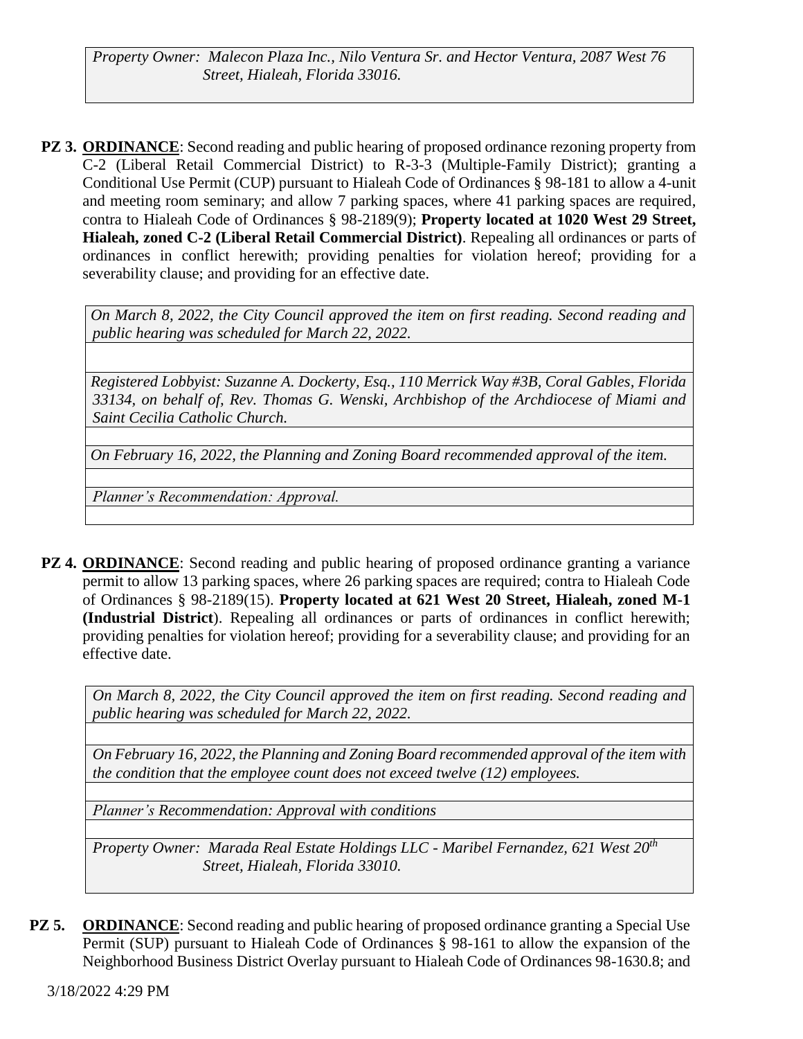*Property Owner: Malecon Plaza Inc., Nilo Ventura Sr. and Hector Ventura, 2087 West 76 Street, Hialeah, Florida 33016.*

**PZ 3. ORDINANCE**: Second reading and public hearing of proposed ordinance rezoning property from C-2 (Liberal Retail Commercial District) to R-3-3 (Multiple-Family District); granting a Conditional Use Permit (CUP) pursuant to Hialeah Code of Ordinances § 98-181 to allow a 4-unit and meeting room seminary; and allow 7 parking spaces, where 41 parking spaces are required, contra to Hialeah Code of Ordinances § 98-2189(9); **Property located at 1020 West 29 Street, Hialeah, zoned C-2 (Liberal Retail Commercial District)**. Repealing all ordinances or parts of ordinances in conflict herewith; providing penalties for violation hereof; providing for a severability clause; and providing for an effective date.

*On March 8, 2022, the City Council approved the item on first reading. Second reading and public hearing was scheduled for March 22, 2022.*

*Registered Lobbyist: Suzanne A. Dockerty, Esq., 110 Merrick Way #3B, Coral Gables, Florida 33134, on behalf of, Rev. Thomas G. Wenski, Archbishop of the Archdiocese of Miami and Saint Cecilia Catholic Church.*

*On February 16, 2022, the Planning and Zoning Board recommended approval of the item.*

*Planner's Recommendation: Approval.*

**PZ 4. ORDINANCE**: Second reading and public hearing of proposed ordinance granting a variance permit to allow 13 parking spaces, where 26 parking spaces are required; contra to Hialeah Code of Ordinances § 98-2189(15). **Property located at 621 West 20 Street, Hialeah, zoned M-1 (Industrial District)**. Repealing all ordinances or parts of ordinances in conflict herewith; providing penalties for violation hereof; providing for a severability clause; and providing for an effective date.

*On March 8, 2022, the City Council approved the item on first reading. Second reading and public hearing was scheduled for March 22, 2022.*

*On February 16, 2022, the Planning and Zoning Board recommended approval of the item with the condition that the employee count does not exceed twelve (12) employees.*

*Planner's Recommendation: Approval with conditions*

*Property Owner: Marada Real Estate Holdings LLC - Maribel Fernandez, 621 West 20th Street, Hialeah, Florida 33010.*

**PZ 5. ORDINANCE**: Second reading and public hearing of proposed ordinance granting a Special Use Permit (SUP) pursuant to Hialeah Code of Ordinances § 98-161 to allow the expansion of the Neighborhood Business District Overlay pursuant to Hialeah Code of Ordinances 98-1630.8; and

3/18/2022 4:29 PM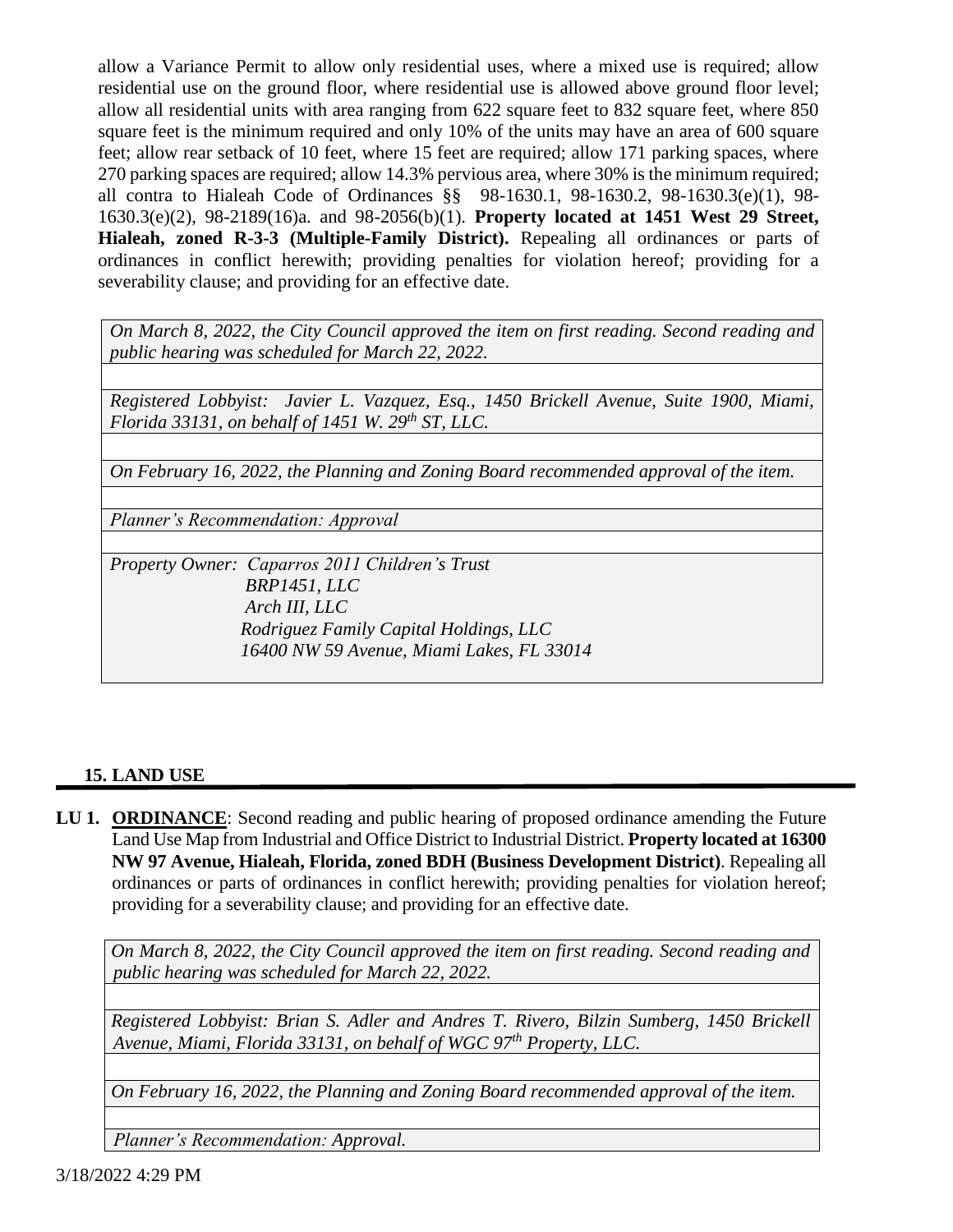allow a Variance Permit to allow only residential uses, where a mixed use is required; allow residential use on the ground floor, where residential use is allowed above ground floor level; allow all residential units with area ranging from 622 square feet to 832 square feet, where 850 square feet is the minimum required and only 10% of the units may have an area of 600 square feet; allow rear setback of 10 feet, where 15 feet are required; allow 171 parking spaces, where 270 parking spaces are required; allow 14.3% pervious area, where 30% is the minimum required; all contra to Hialeah Code of Ordinances §§ 98-1630.1, 98-1630.2, 98-1630.3(e)(1), 98-1630.3(e)(2), 98-2189(16)a. and 98-2056(b)(1). **Property located at 1451 West 29 Street, Hialeah, zoned R-3-3 (Multiple-Family District).** Repealing all ordinances or parts of ordinances in conflict herewith; providing penalties for violation hereof; providing for a severability clause; and providing for an effective date.

*On March 8, 2022, the City Council approved the item on first reading. Second reading and public hearing was scheduled for March 22, 2022.*

*Registered Lobbyist: Javier L. Vazquez, Esq., 1450 Brickell Avenue, Suite 1900, Miami, Florida 33131, on behalf of 1451 W. 29th ST, LLC.*

*On February 16, 2022, the Planning and Zoning Board recommended approval of the item.*

*Planner's Recommendation: Approval*

*Property Owner: Caparros 2011 Children's Trust*
*BRP1451, LLC*
*Arch III, LLC*
*Rodriguez Family Capital Holdings, LLC*
*16400 NW 59 Avenue, Miami Lakes, FL 33014*

## 15. LAND USE

**LU 1. ORDINANCE**: Second reading and public hearing of proposed ordinance amending the Future Land Use Map from Industrial and Office District to Industrial District. **Property located at 16300 NW 97 Avenue, Hialeah, Florida, zoned BDH (Business Development District)**. Repealing all ordinances or parts of ordinances in conflict herewith; providing penalties for violation hereof; providing for a severability clause; and providing for an effective date.

*On March 8, 2022, the City Council approved the item on first reading. Second reading and public hearing was scheduled for March 22, 2022.*

*Registered Lobbyist: Brian S. Adler and Andres T. Rivero, Bilzin Sumberg, 1450 Brickell Avenue, Miami, Florida 33131, on behalf of WGC 97th Property, LLC.*

*On February 16, 2022, the Planning and Zoning Board recommended approval of the item.*

*Planner's Recommendation: Approval.*

3/18/2022 4:29 PM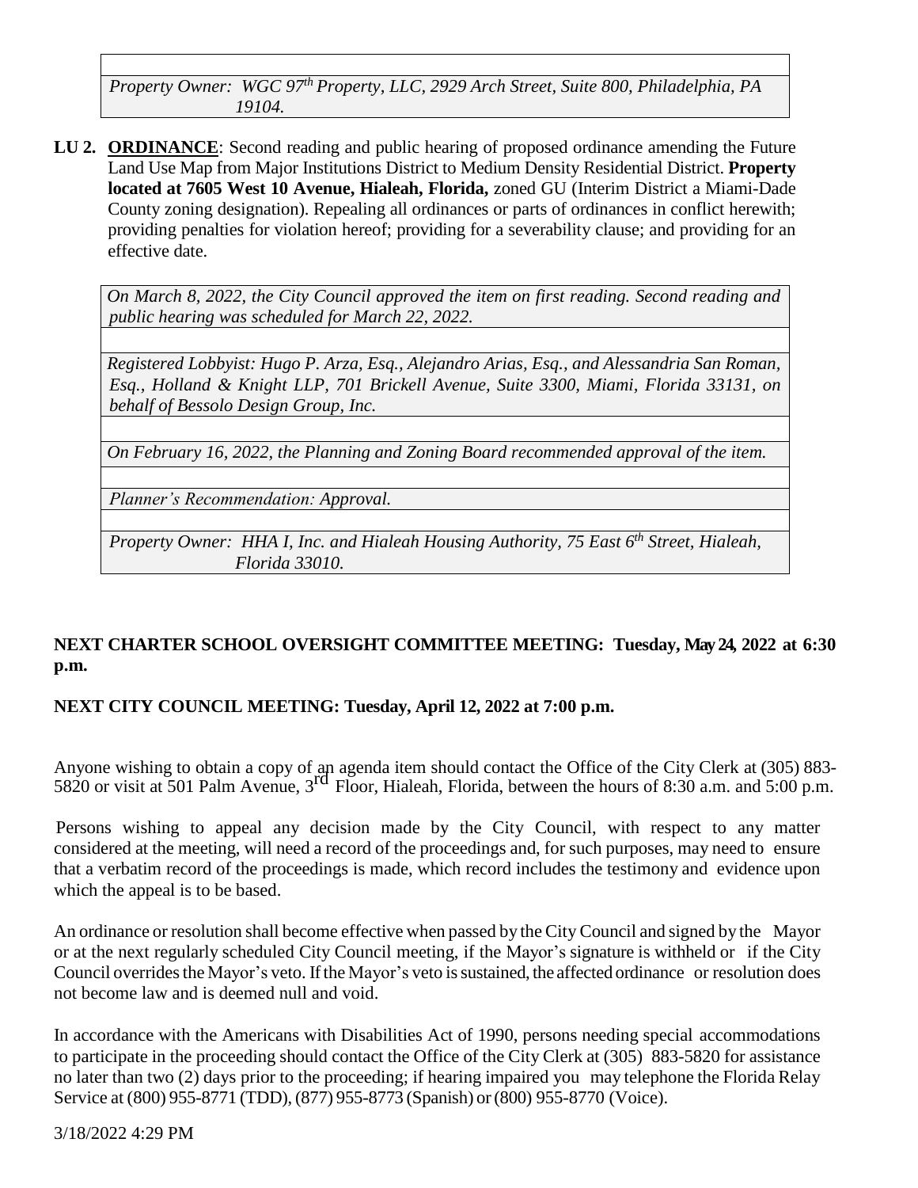*Property Owner: WGC 97th Property, LLC, 2929 Arch Street, Suite 800, Philadelphia, PA 19104.*

**LU 2.** **ORDINANCE**: Second reading and public hearing of proposed ordinance amending the Future Land Use Map from Major Institutions District to Medium Density Residential District. **Property located at 7605 West 10 Avenue, Hialeah, Florida,** zoned GU (Interim District a Miami-Dade County zoning designation). Repealing all ordinances or parts of ordinances in conflict herewith; providing penalties for violation hereof; providing for a severability clause; and providing for an effective date.

*On March 8, 2022, the City Council approved the item on first reading. Second reading and public hearing was scheduled for March 22, 2022.*

*Registered Lobbyist: Hugo P. Arza, Esq., Alejandro Arias, Esq., and Alessandria San Roman, Esq., Holland & Knight LLP, 701 Brickell Avenue, Suite 3300, Miami, Florida 33131, on behalf of Bessolo Design Group, Inc.*

*On February 16, 2022, the Planning and Zoning Board recommended approval of the item.*

*Planner's Recommendation: Approval.*

*Property Owner: HHA I, Inc. and Hialeah Housing Authority, 75 East 6th Street, Hialeah, Florida 33010.*

**NEXT CHARTER SCHOOL OVERSIGHT COMMITTEE MEETING: Tuesday, May 24, 2022 at 6:30 p.m.**

**NEXT CITY COUNCIL MEETING: Tuesday, April 12, 2022 at 7:00 p.m.**

Anyone wishing to obtain a copy of an agenda item should contact the Office of the City Clerk at (305) 883-5820 or visit at 501 Palm Avenue, 3rd Floor, Hialeah, Florida, between the hours of 8:30 a.m. and 5:00 p.m.

Persons wishing to appeal any decision made by the City Council, with respect to any matter considered at the meeting, will need a record of the proceedings and, for such purposes, may need to ensure that a verbatim record of the proceedings is made, which record includes the testimony and evidence upon which the appeal is to be based.

An ordinance or resolution shall become effective when passed by the City Council and signed by the Mayor or at the next regularly scheduled City Council meeting, if the Mayor's signature is withheld or if the City Council overrides the Mayor's veto. If the Mayor's veto is sustained, the affected ordinance or resolution does not become law and is deemed null and void.

In accordance with the Americans with Disabilities Act of 1990, persons needing special accommodations to participate in the proceeding should contact the Office of the City Clerk at (305) 883-5820 for assistance no later than two (2) days prior to the proceeding; if hearing impaired you may telephone the Florida Relay Service at (800) 955-8771 (TDD), (877) 955-8773 (Spanish) or (800) 955-8770 (Voice).

3/18/2022 4:29 PM